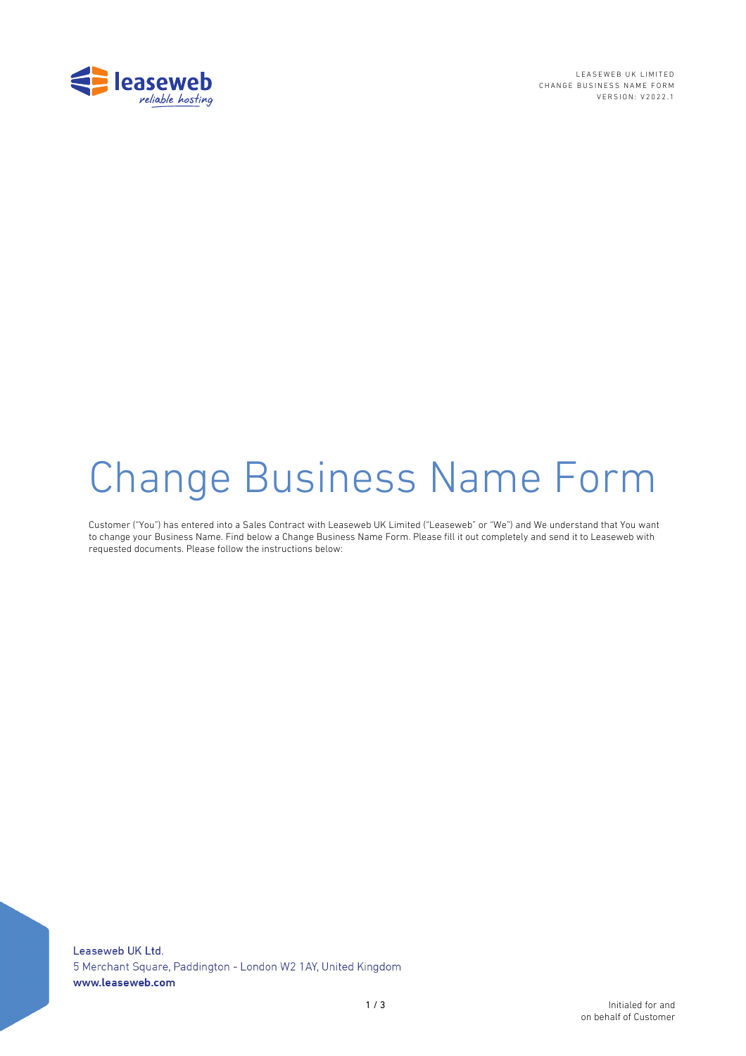# Change Business Name Form

Customer ("You") has entered into a Sales Contract with Leaseweb UK Limited ("Leaseweb" or "We") and We understand that You want to change your Business Name. Find below a Change Business Name Form. Please fill it out completely and send it to Leaseweb with requested documents. Please follow the instructions below:

Leaseweb UK Ltd.
5 Merchant Square, Paddington - London W2 1AY, United Kingdom
**www.leaseweb.com**

Initialed for and on behalf of Customer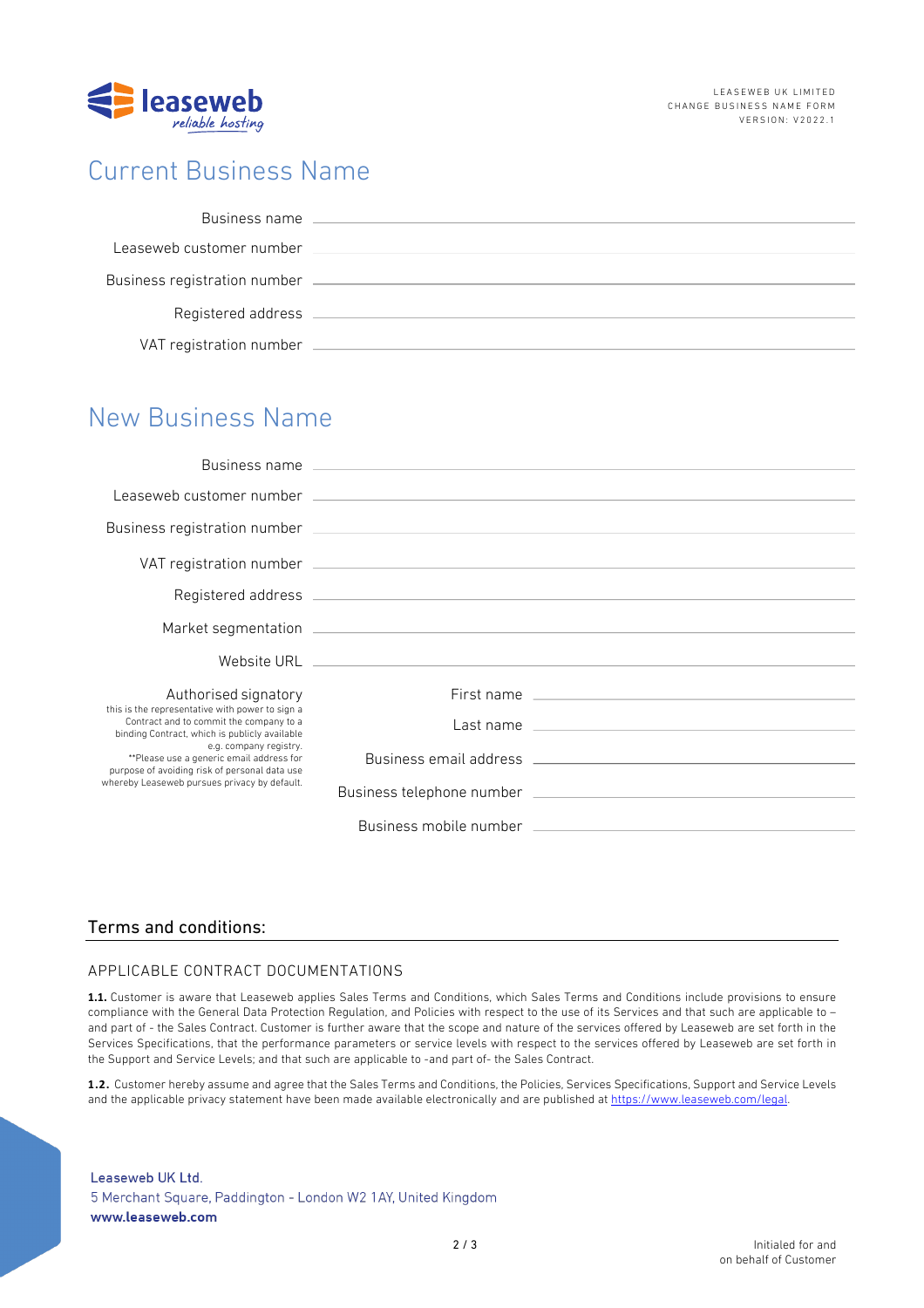# Current Business Name

Business name \_\_\_\_\_\_\_\_\_\_\_\_\_\_\_\_\_\_\_\_

Leaseweb customer number \_\_\_\_\_\_\_\_\_\_\_\_\_\_\_\_\_\_\_\_

Business registration number \_\_\_\_\_\_\_\_\_\_\_\_\_\_\_\_\_\_\_\_

Registered address \_\_\_\_\_\_\_\_\_\_\_\_\_\_\_\_\_\_\_\_

VAT registration number \_\_\_\_\_\_\_\_\_\_\_\_\_\_\_\_\_\_\_\_

# New Business Name

Business name \_\_\_\_\_\_\_\_\_\_\_\_\_\_\_\_\_\_\_\_

Leaseweb customer number \_\_\_\_\_\_\_\_\_\_\_\_\_\_\_\_\_\_\_\_

Business registration number \_\_\_\_\_\_\_\_\_\_\_\_\_\_\_\_\_\_\_\_

VAT registration number \_\_\_\_\_\_\_\_\_\_\_\_\_\_\_\_\_\_\_\_

Registered address \_\_\_\_\_\_\_\_\_\_\_\_\_\_\_\_\_\_\_\_

Market segmentation \_\_\_\_\_\_\_\_\_\_\_\_\_\_\_\_\_\_\_\_

Website URL \_\_\_\_\_\_\_\_\_\_\_\_\_\_\_\_\_\_\_\_

Authorised signatory
this is the representative with power to sign a Contract and to commit the company to a binding Contract, which is publicly available e.g. company registry.
**Please use a generic email address for purpose of avoiding risk of personal data use whereby Leaseweb pursues privacy by default.

First name \_\_\_\_\_\_\_\_\_\_\_\_\_\_\_\_\_\_\_\_

Last name \_\_\_\_\_\_\_\_\_\_\_\_\_\_\_\_\_\_\_\_

Business email address \_\_\_\_\_\_\_\_\_\_\_\_\_\_\_\_\_\_\_\_

Business telephone number \_\_\_\_\_\_\_\_\_\_\_\_\_\_\_\_\_\_\_\_

Business mobile number \_\_\_\_\_\_\_\_\_\_\_\_\_\_\_\_\_\_\_\_

## Terms and conditions:

### APPLICABLE CONTRACT DOCUMENTATIONS

**1.1.** Customer is aware that Leaseweb applies Sales Terms and Conditions, which Sales Terms and Conditions include provisions to ensure compliance with the General Data Protection Regulation, and Policies with respect to the use of its Services and that such are applicable to – and part of - the Sales Contract. Customer is further aware that the scope and nature of the services offered by Leaseweb are set forth in the Services Specifications, that the performance parameters or service levels with respect to the services offered by Leaseweb are set forth in the Support and Service Levels; and that such are applicable to -and part of- the Sales Contract.

**1.2.** Customer hereby assume and agree that the Sales Terms and Conditions, the Policies, Services Specifications, Support and Service Levels and the applicable privacy statement have been made available electronically and are published at https://www.leaseweb.com/legal.

Leaseweb UK Ltd.
5 Merchant Square, Paddington - London W2 1AY, United Kingdom
**www.leaseweb.com**

Initialed for and on behalf of Customer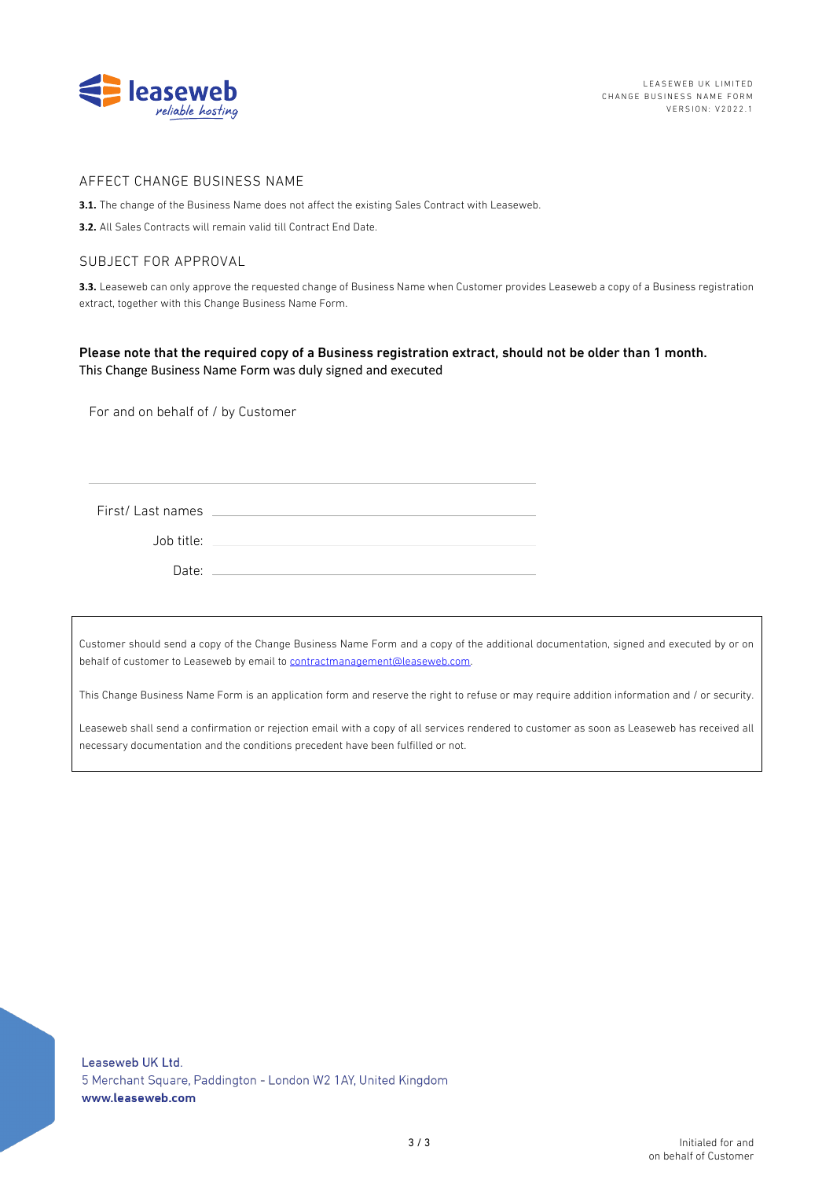## AFFECT CHANGE BUSINESS NAME

**3.1.** The change of the Business Name does not affect the existing Sales Contract with Leaseweb.

**3.2.** All Sales Contracts will remain valid till Contract End Date.

## SUBJECT FOR APPROVAL

**3.3.** Leaseweb can only approve the requested change of Business Name when Customer provides Leaseweb a copy of a Business registration extract, together with this Change Business Name Form.

**Please note that the required copy of a Business registration extract, should not be older than 1 month.**
This Change Business Name Form was duly signed and executed

For and on behalf of / by Customer

\_\_\_\_\_\_\_\_\_\_\_\_\_\_\_\_\_\_\_\_\_\_\_\_\_\_\_\_\_\_\_\_\_\_\_\_

First/ Last names \_\_\_\_\_\_\_\_\_\_\_\_\_\_\_\_\_\_\_\_\_\_\_\_\_\_\_\_\_\_

Job title: \_\_\_\_\_\_\_\_\_\_\_\_\_\_\_\_\_\_\_\_\_\_\_\_\_\_\_\_\_\_

Date: \_\_\_\_\_\_\_\_\_\_\_\_\_\_\_\_\_\_\_\_\_\_\_\_\_\_\_\_\_\_

Customer should send a copy of the Change Business Name Form and a copy of the additional documentation, signed and executed by or on behalf of customer to Leaseweb by email to contractmanagement@leaseweb.com.

This Change Business Name Form is an application form and reserve the right to refuse or may require addition information and / or security.

Leaseweb shall send a confirmation or rejection email with a copy of all services rendered to customer as soon as Leaseweb has received all necessary documentation and the conditions precedent have been fulfilled or not.

Leaseweb UK Ltd.
5 Merchant Square, Paddington - London W2 1AY, United Kingdom
**www.leaseweb.com**

Initialed for and on behalf of Customer